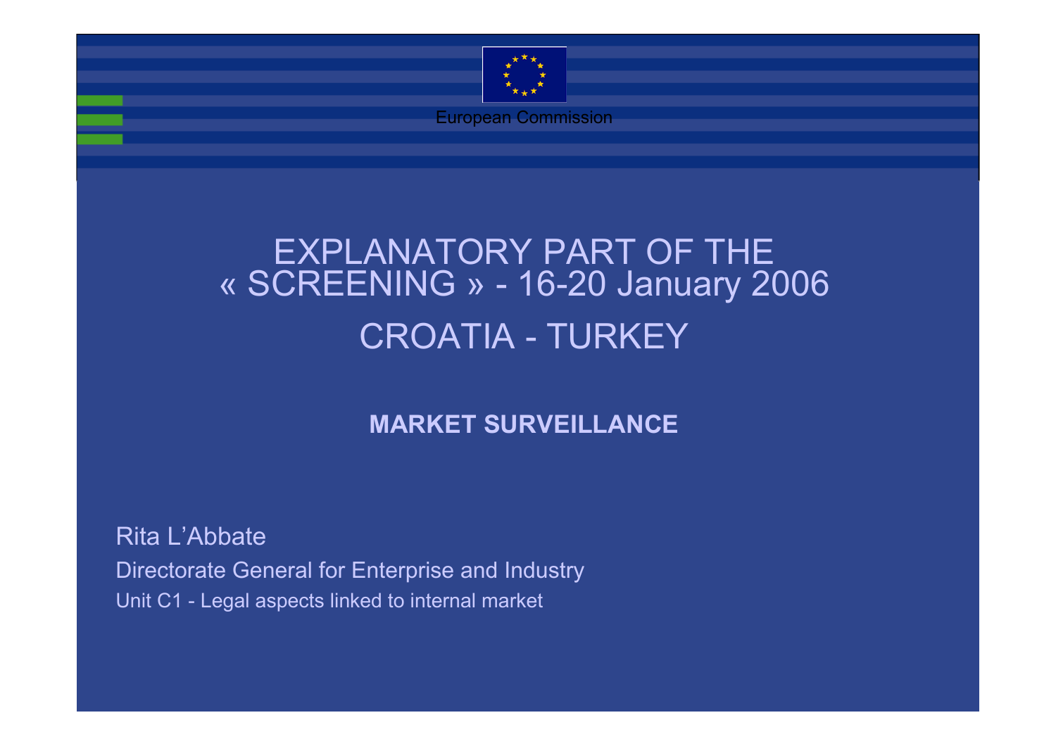European Commission

# EXPLANATORY PART OF THE « SCREENING » - 16-20 January 2006

# CROATIA - TURKEY

**MARKET SURVEILLANCE**

Rita L'Abbate

Directorate General for Enterprise and Industry

Unit C1 - Legal aspects linked to internal market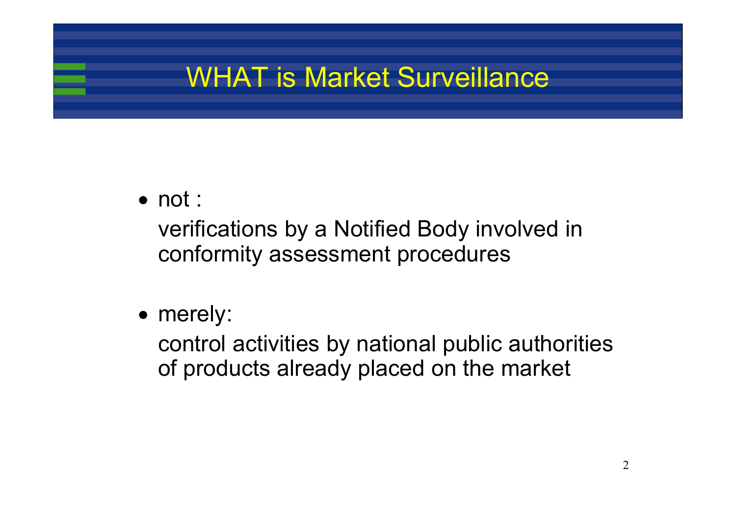# WHAT is Market Surveillance

- not :

  verifications by a Notified Body involved in conformity assessment procedures

- merely:

  control activities by national public authorities of products already placed on the market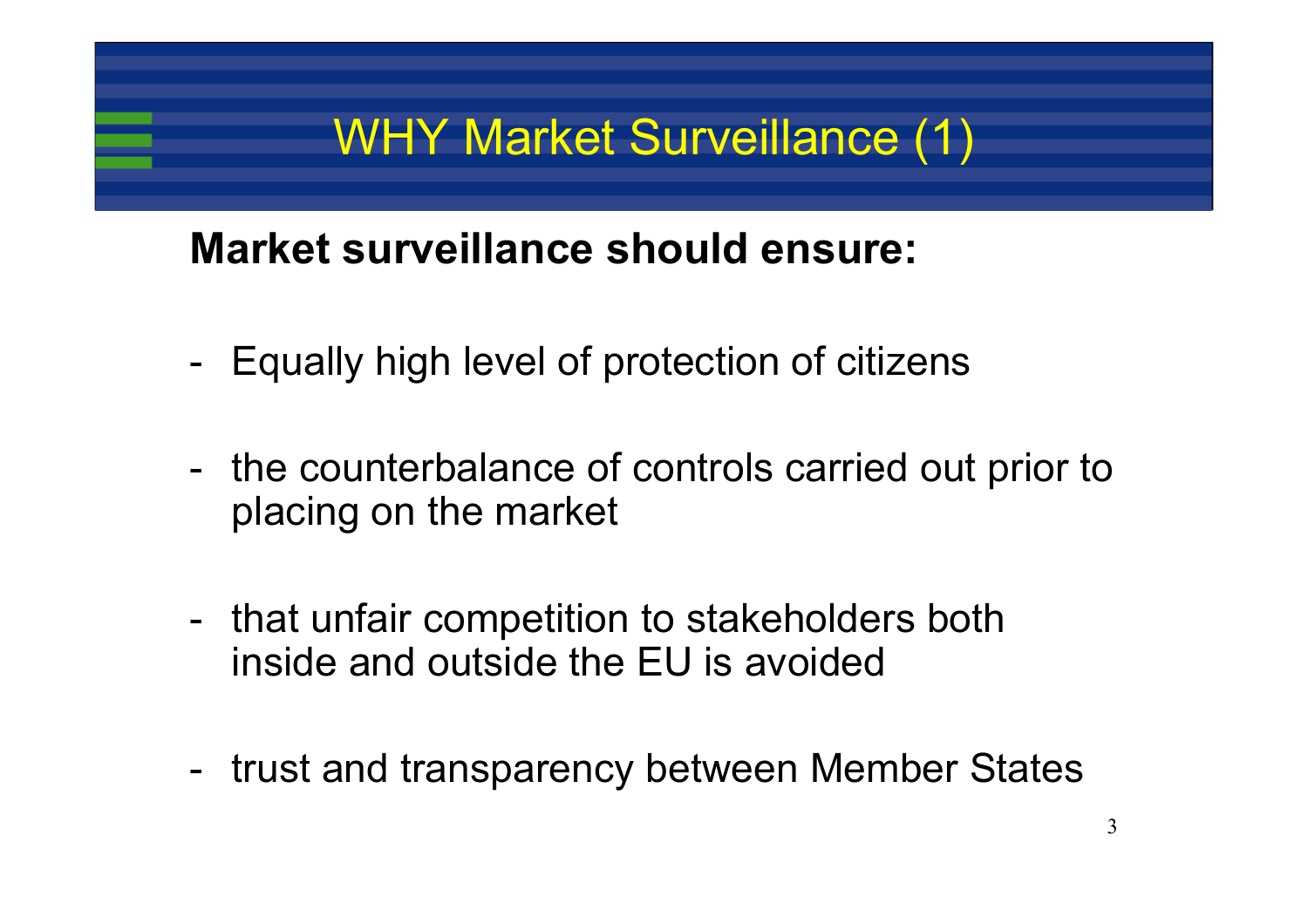# WHY Market Surveillance (1)

**Market surveillance should ensure:**

- Equally high level of protection of citizens
- the counterbalance of controls carried out prior to placing on the market
- that unfair competition to stakeholders both inside and outside the EU is avoided
- trust and transparency between Member States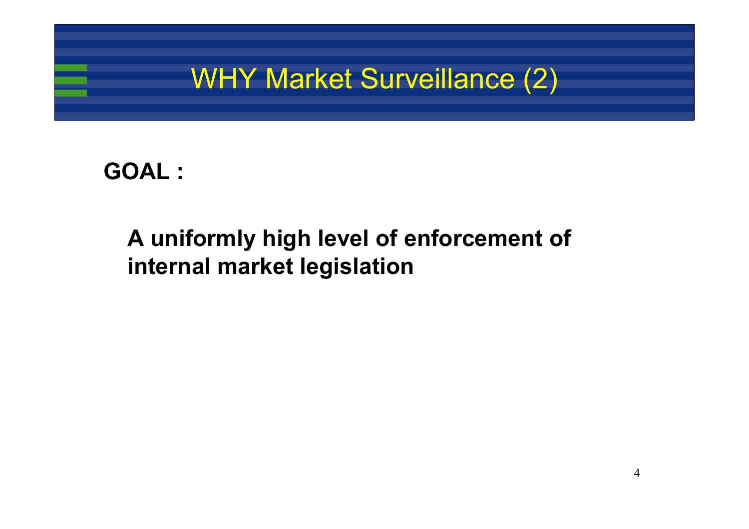# WHY Market Surveillance (2)

**GOAL :**

**A uniformly high level of enforcement of internal market legislation**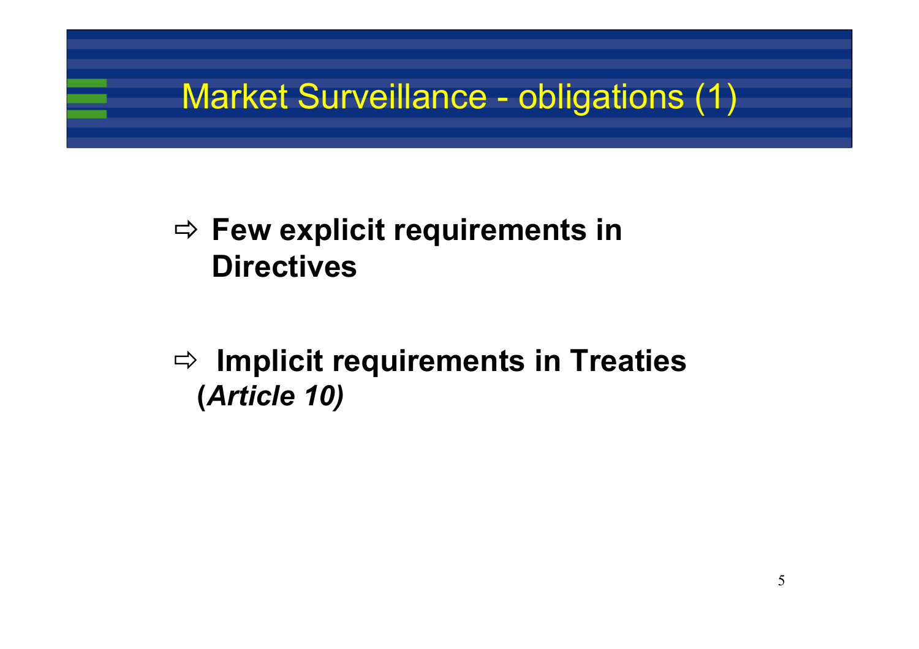# Market Surveillance - obligations (1)

- **Few explicit requirements in Directives**

- **Implicit requirements in Treaties (*Article 10)***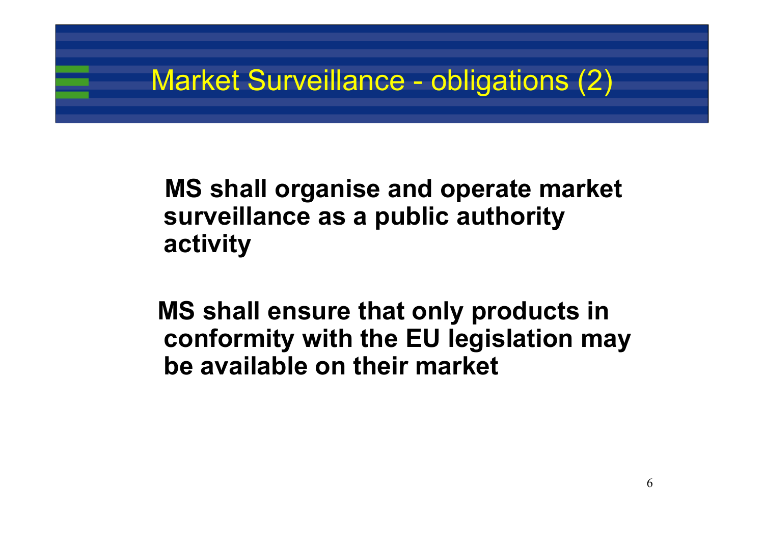# Market Surveillance - obligations (2)

**MS shall organise and operate market surveillance as a public authority activity**

**MS shall ensure that only products in conformity with the EU legislation may be available on their market**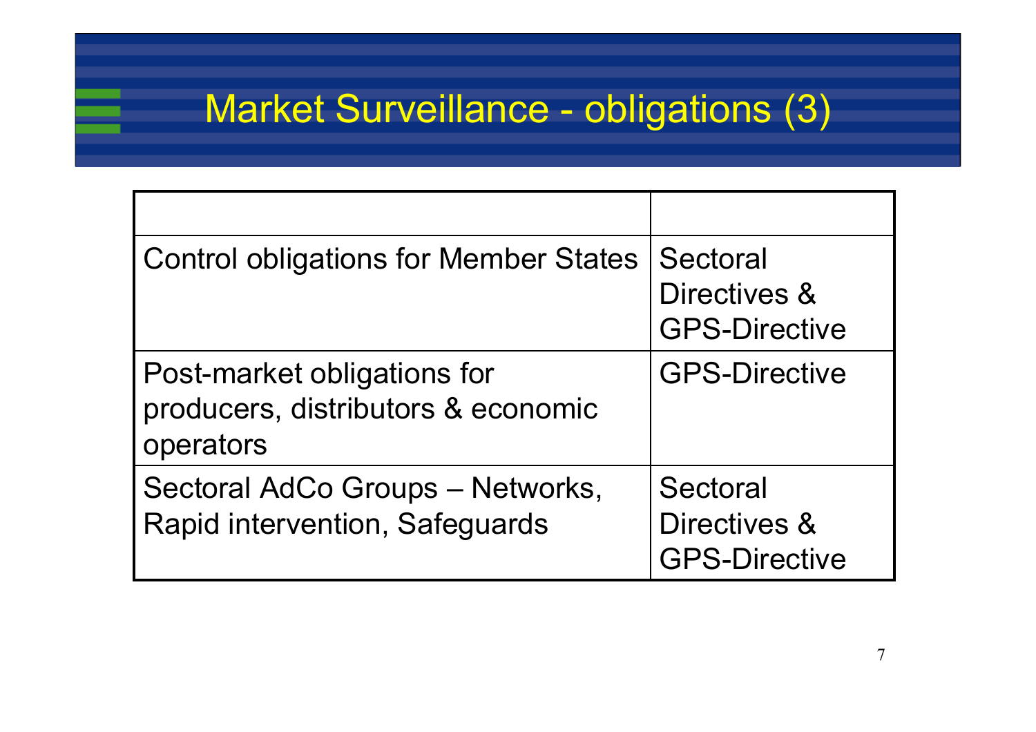# Market Surveillance - obligations (3)

| | |
|---|---|
| Control obligations for Member States | Sectoral Directives & GPS-Directive |
| Post-market obligations for producers, distributors & economic operators | GPS-Directive |
| Sectoral AdCo Groups – Networks, Rapid intervention, Safeguards | Sectoral Directives & GPS-Directive |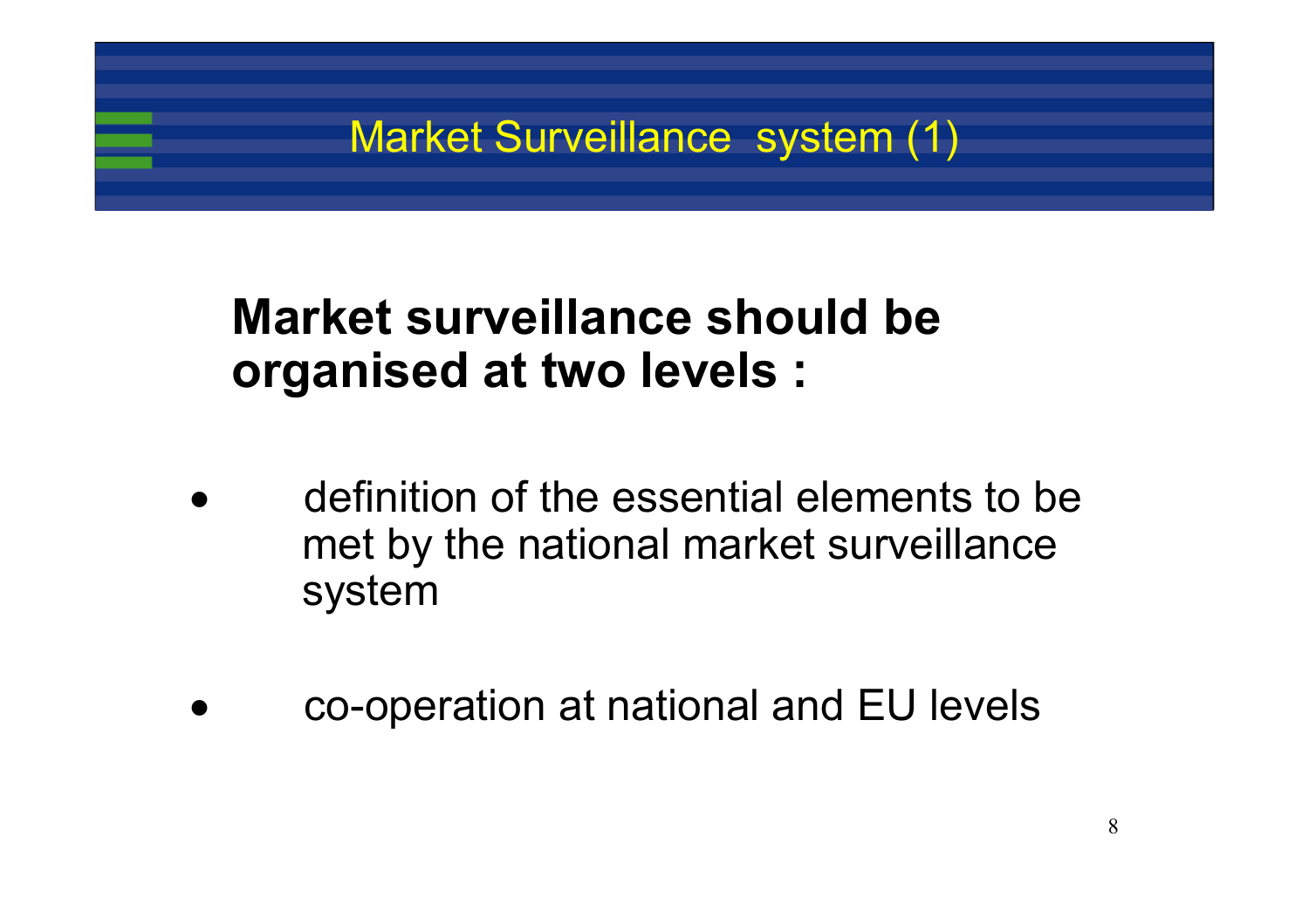# Market Surveillance system (1)

**Market surveillance should be organised at two levels :**

- definition of the essential elements to be met by the national market surveillance system
- co-operation at national and EU levels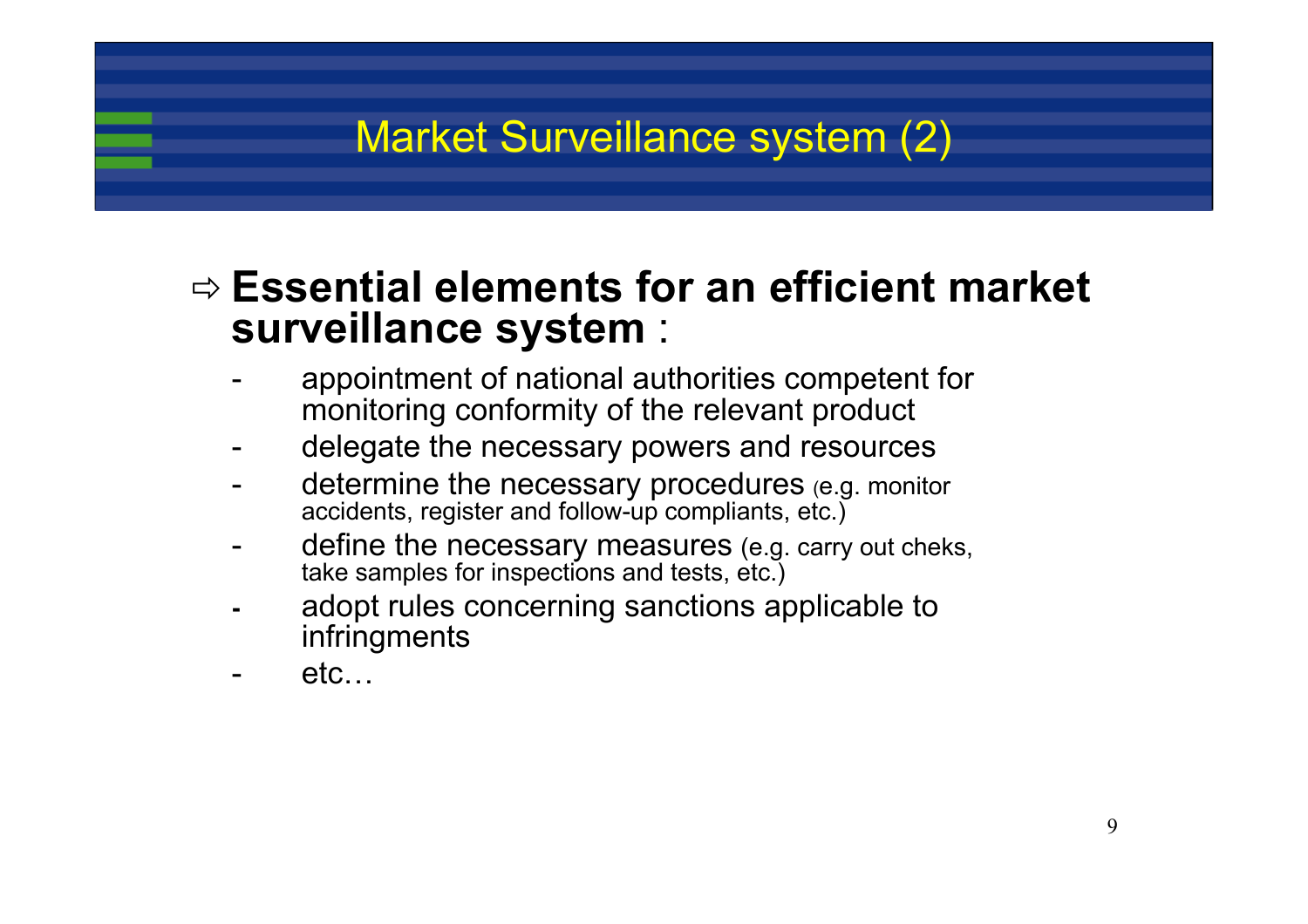# Market Surveillance system (2)

⇨ **Essential elements for an efficient market surveillance system** :

- appointment of national authorities competent for monitoring conformity of the relevant product
- delegate the necessary powers and resources
- determine the necessary procedures (e.g. monitor accidents, register and follow-up compliants, etc.)
- define the necessary measures (e.g. carry out cheks, take samples for inspections and tests, etc.)
- adopt rules concerning sanctions applicable to infringments
- etc…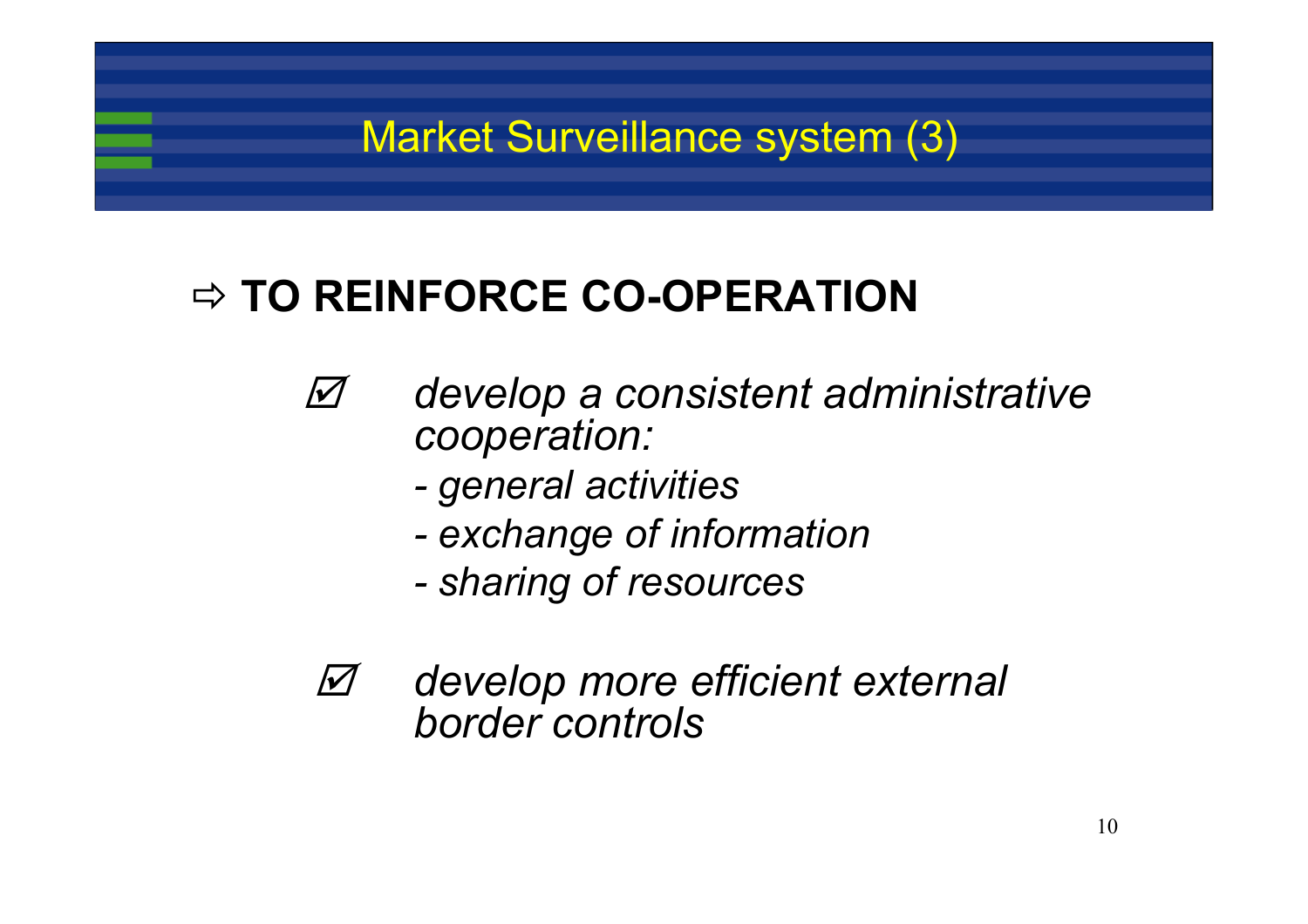# Market Surveillance system (3)

## ⇨ TO REINFORCE CO-OPERATION

- ☑ *develop a consistent administrative cooperation:*
  - *- general activities*
  - *- exchange of information*
  - *- sharing of resources*

- ☑ *develop more efficient external border controls*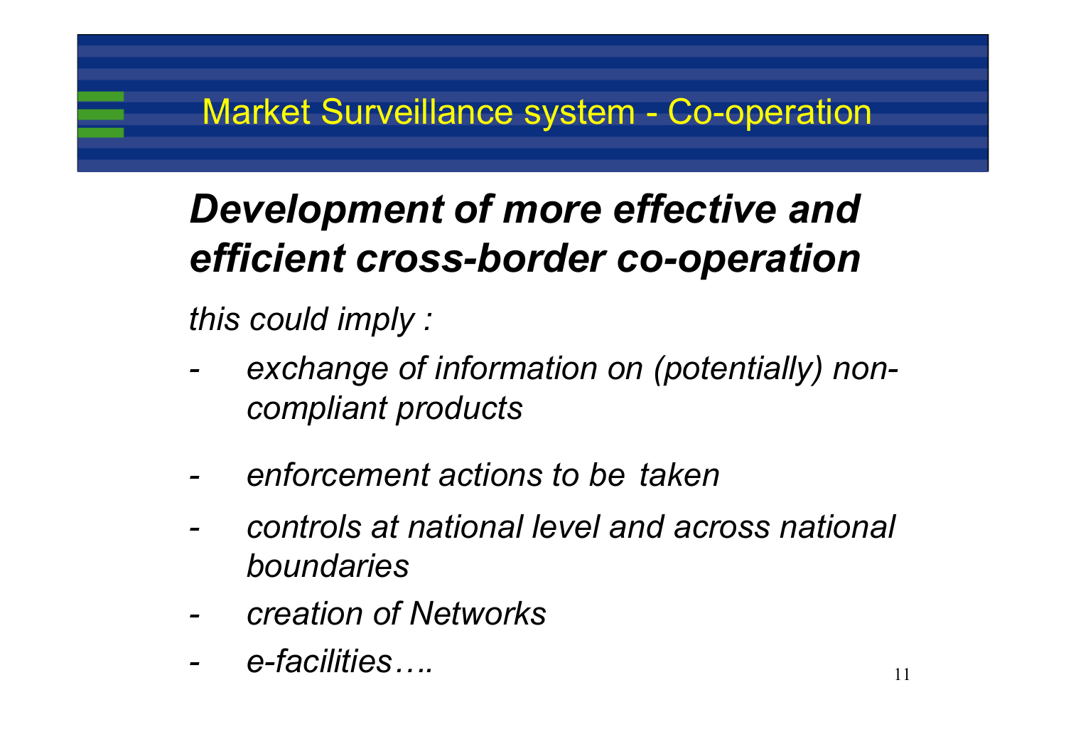# Market Surveillance system - Co-operation

## ***Development of more effective and efficient cross-border co-operation***

*this could imply :*

- *exchange of information on (potentially) non-compliant products*
- *enforcement actions to be taken*
- *controls at national level and across national boundaries*
- *creation of Networks*
- *e-facilities….*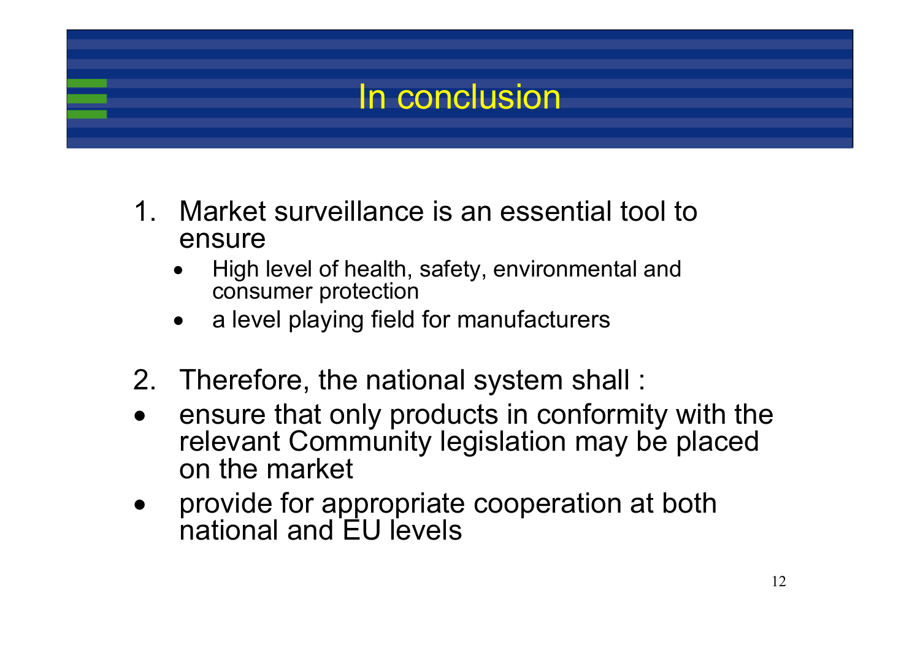# In conclusion

1. Market surveillance is an essential tool to ensure
   - High level of health, safety, environmental and consumer protection
   - a level playing field for manufacturers

2. Therefore, the national system shall :

- ensure that only products in conformity with the relevant Community legislation may be placed on the market
- provide for appropriate cooperation at both national and EU levels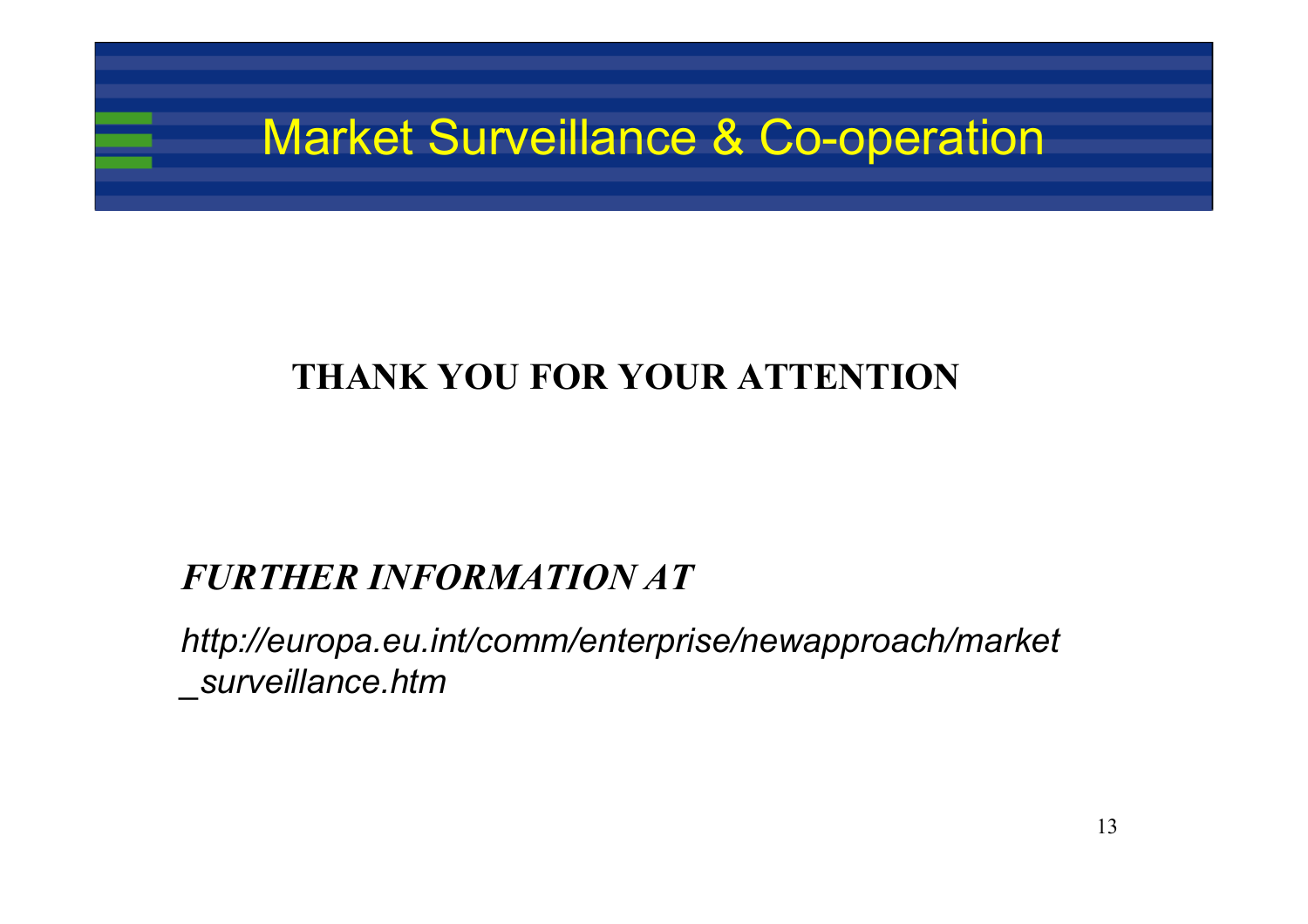# Market Surveillance & Co-operation

**THANK YOU FOR YOUR ATTENTION**

***FURTHER INFORMATION AT***

*http://europa.eu.int/comm/enterprise/newapproach/market_surveillance.htm*